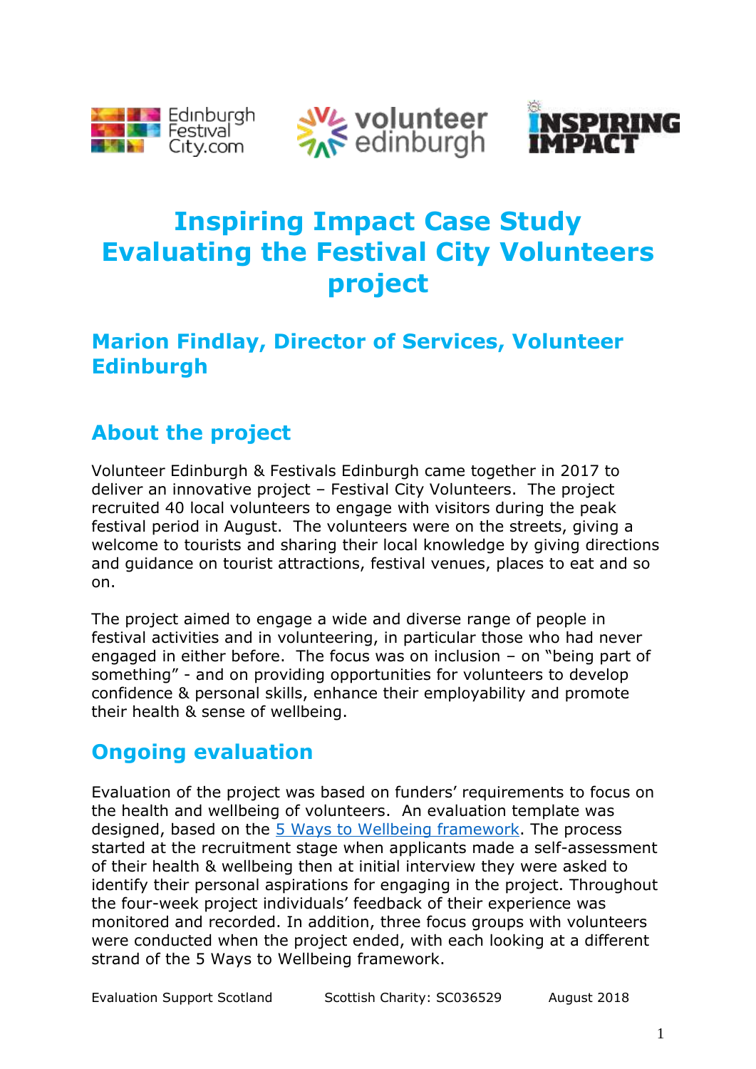# Inspiring Impact Case Study
# Evaluating the Festival City Volunteers project

## Marion Findlay, Director of Services, Volunteer Edinburgh

## About the project

Volunteer Edinburgh & Festivals Edinburgh came together in 2017 to deliver an innovative project – Festival City Volunteers. The project recruited 40 local volunteers to engage with visitors during the peak festival period in August. The volunteers were on the streets, giving a welcome to tourists and sharing their local knowledge by giving directions and guidance on tourist attractions, festival venues, places to eat and so on.

The project aimed to engage a wide and diverse range of people in festival activities and in volunteering, in particular those who had never engaged in either before. The focus was on inclusion – on "being part of something" - and on providing opportunities for volunteers to develop confidence & personal skills, enhance their employability and promote their health & sense of wellbeing.

## Ongoing evaluation

Evaluation of the project was based on funders' requirements to focus on the health and wellbeing of volunteers. An evaluation template was designed, based on the [5 Ways to Wellbeing framework](). The process started at the recruitment stage when applicants made a self-assessment of their health & wellbeing then at initial interview they were asked to identify their personal aspirations for engaging in the project. Throughout the four-week project individuals' feedback of their experience was monitored and recorded. In addition, three focus groups with volunteers were conducted when the project ended, with each looking at a different strand of the 5 Ways to Wellbeing framework.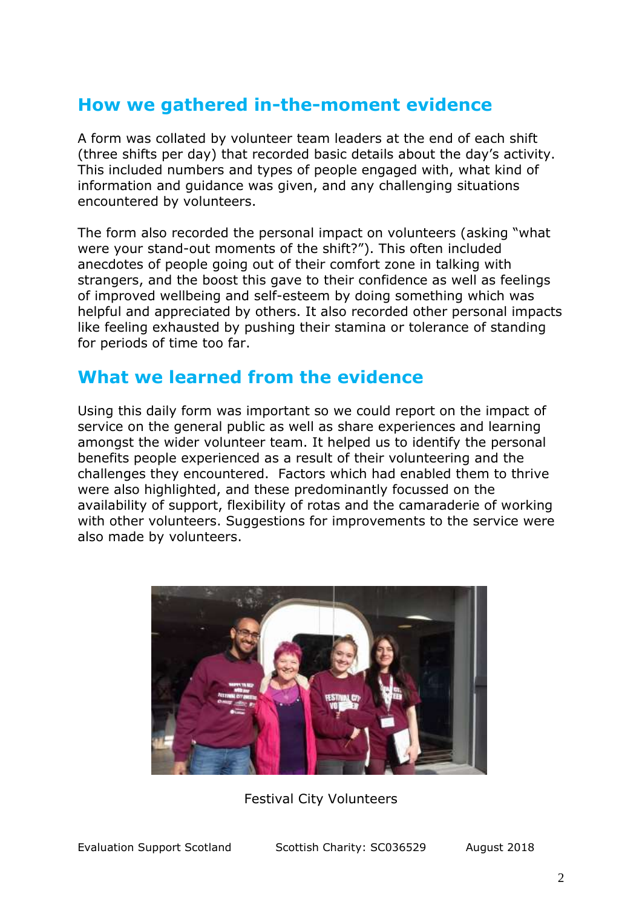## How we gathered in-the-moment evidence

A form was collated by volunteer team leaders at the end of each shift (three shifts per day) that recorded basic details about the day's activity. This included numbers and types of people engaged with, what kind of information and guidance was given, and any challenging situations encountered by volunteers.

The form also recorded the personal impact on volunteers (asking "what were your stand-out moments of the shift?"). This often included anecdotes of people going out of their comfort zone in talking with strangers, and the boost this gave to their confidence as well as feelings of improved wellbeing and self-esteem by doing something which was helpful and appreciated by others. It also recorded other personal impacts like feeling exhausted by pushing their stamina or tolerance of standing for periods of time too far.

## What we learned from the evidence

Using this daily form was important so we could report on the impact of service on the general public as well as share experiences and learning amongst the wider volunteer team. It helped us to identify the personal benefits people experienced as a result of their volunteering and the challenges they encountered. Factors which had enabled them to thrive were also highlighted, and these predominantly focussed on the availability of support, flexibility of rotas and the camaraderie of working with other volunteers. Suggestions for improvements to the service were also made by volunteers.

Festival City Volunteers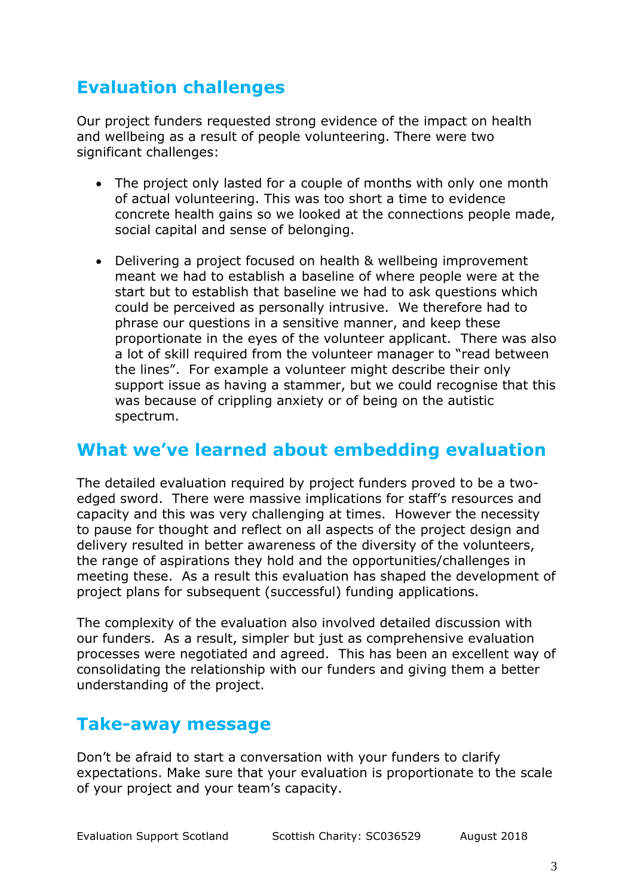## Evaluation challenges

Our project funders requested strong evidence of the impact on health and wellbeing as a result of people volunteering. There were two significant challenges:

- The project only lasted for a couple of months with only one month of actual volunteering. This was too short a time to evidence concrete health gains so we looked at the connections people made, social capital and sense of belonging.

- Delivering a project focused on health & wellbeing improvement meant we had to establish a baseline of where people were at the start but to establish that baseline we had to ask questions which could be perceived as personally intrusive. We therefore had to phrase our questions in a sensitive manner, and keep these proportionate in the eyes of the volunteer applicant. There was also a lot of skill required from the volunteer manager to "read between the lines". For example a volunteer might describe their only support issue as having a stammer, but we could recognise that this was because of crippling anxiety or of being on the autistic spectrum.

## What we've learned about embedding evaluation

The detailed evaluation required by project funders proved to be a two-edged sword. There were massive implications for staff's resources and capacity and this was very challenging at times. However the necessity to pause for thought and reflect on all aspects of the project design and delivery resulted in better awareness of the diversity of the volunteers, the range of aspirations they hold and the opportunities/challenges in meeting these. As a result this evaluation has shaped the development of project plans for subsequent (successful) funding applications.

The complexity of the evaluation also involved detailed discussion with our funders. As a result, simpler but just as comprehensive evaluation processes were negotiated and agreed. This has been an excellent way of consolidating the relationship with our funders and giving them a better understanding of the project.

## Take-away message

Don't be afraid to start a conversation with your funders to clarify expectations. Make sure that your evaluation is proportionate to the scale of your project and your team's capacity.